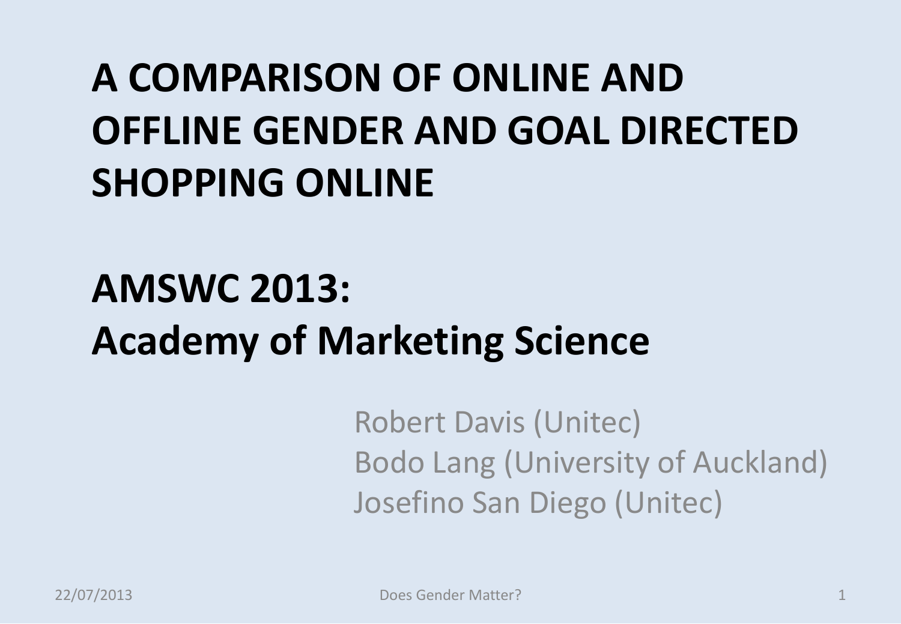# A COMPARISON OF ONLINE AND OFFLINE GENDER AND GOAL DIRECTED SHOPPING ONLINE

## AMSWC 2013: Academy of Marketing Science

Robert Davis (Unitec)
Bodo Lang (University of Auckland)
Josefino San Diego (Unitec)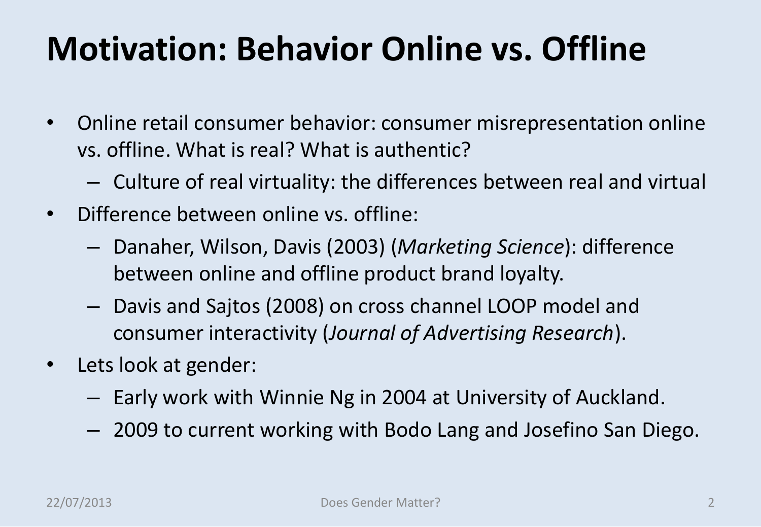# Motivation: Behavior Online vs. Offline

- Online retail consumer behavior: consumer misrepresentation online vs. offline. What is real? What is authentic?
  - Culture of real virtuality: the differences between real and virtual
- Difference between online vs. offline:
  - Danaher, Wilson, Davis (2003) (*Marketing Science*): difference between online and offline product brand loyalty.
  - Davis and Sajtos (2008) on cross channel LOOP model and consumer interactivity (*Journal of Advertising Research*).
- Lets look at gender:
  - Early work with Winnie Ng in 2004 at University of Auckland.
  - 2009 to current working with Bodo Lang and Josefino San Diego.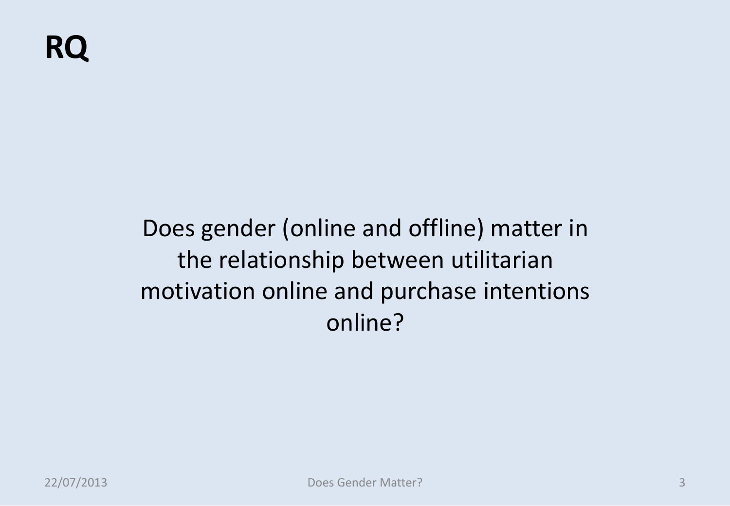# RQ

Does gender (online and offline) matter in the relationship between utilitarian motivation online and purchase intentions online?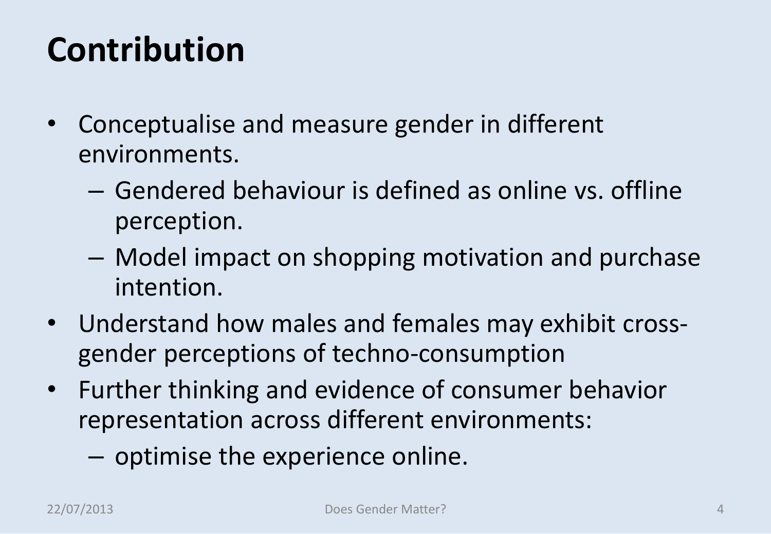# Contribution

- Conceptualise and measure gender in different environments.
  - Gendered behaviour is defined as online vs. offline perception.
  - Model impact on shopping motivation and purchase intention.
- Understand how males and females may exhibit cross-gender perceptions of techno-consumption
- Further thinking and evidence of consumer behavior representation across different environments:
  - optimise the experience online.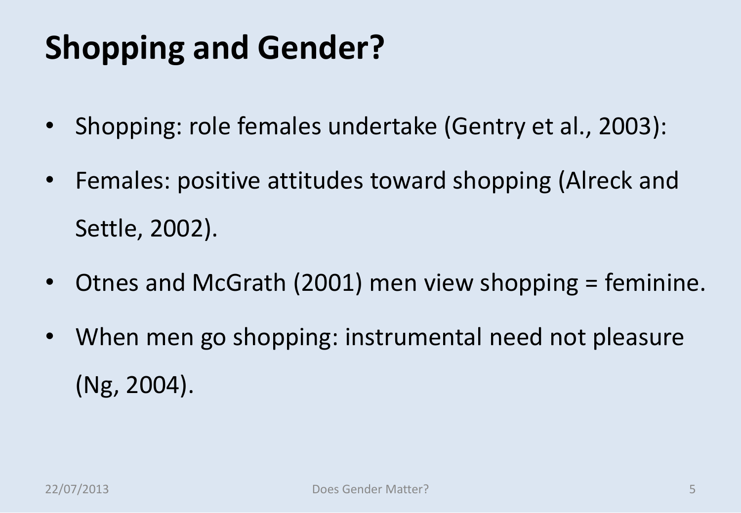# Shopping and Gender?

- Shopping: role females undertake (Gentry et al., 2003):
- Females: positive attitudes toward shopping (Alreck and Settle, 2002).
- Otnes and McGrath (2001) men view shopping = feminine.
- When men go shopping: instrumental need not pleasure (Ng, 2004).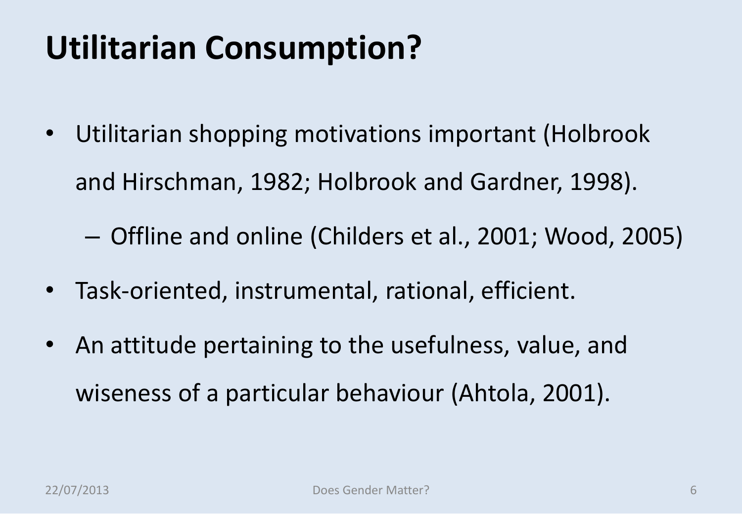# Utilitarian Consumption?

- Utilitarian shopping motivations important (Holbrook and Hirschman, 1982; Holbrook and Gardner, 1998).
  - Offline and online (Childers et al., 2001; Wood, 2005)
- Task-oriented, instrumental, rational, efficient.
- An attitude pertaining to the usefulness, value, and wiseness of a particular behaviour (Ahtola, 2001).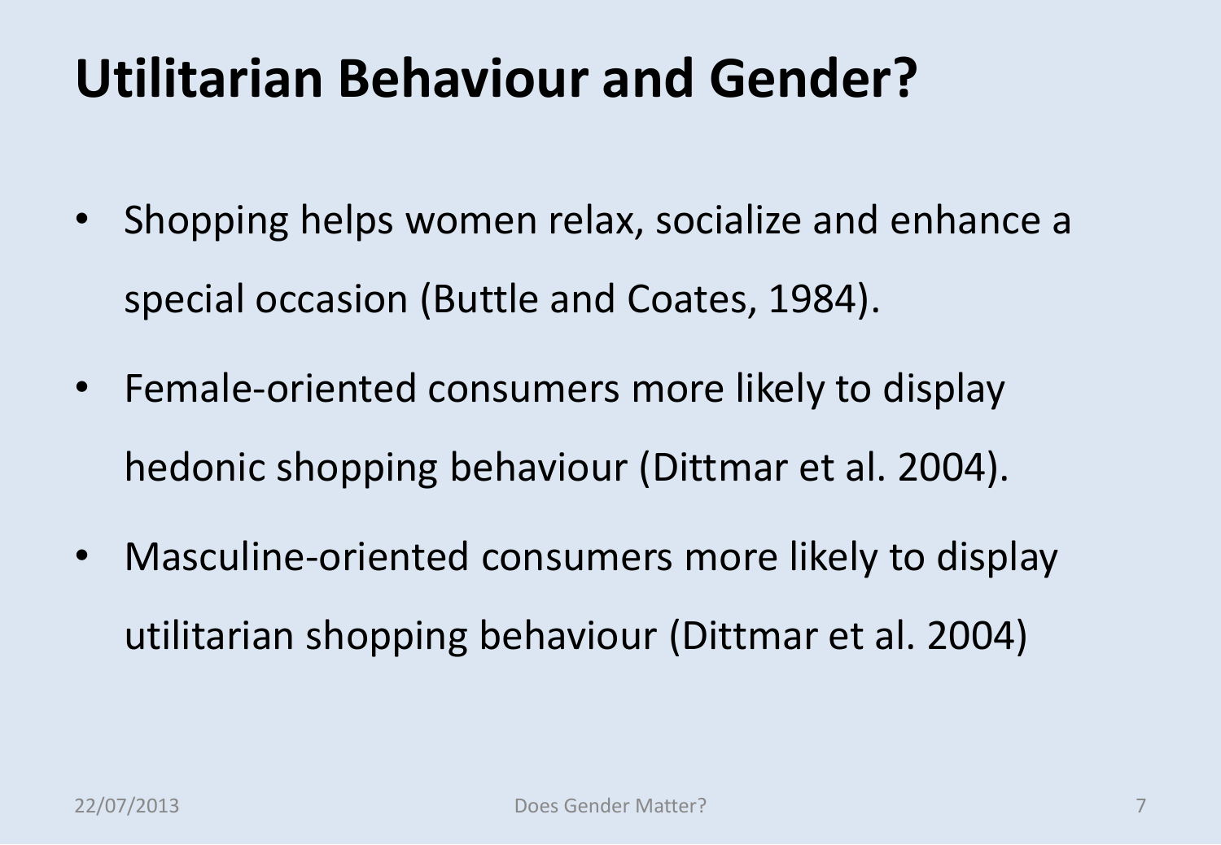# Utilitarian Behaviour and Gender?

- Shopping helps women relax, socialize and enhance a special occasion (Buttle and Coates, 1984).
- Female-oriented consumers more likely to display hedonic shopping behaviour (Dittmar et al. 2004).
- Masculine-oriented consumers more likely to display utilitarian shopping behaviour (Dittmar et al. 2004)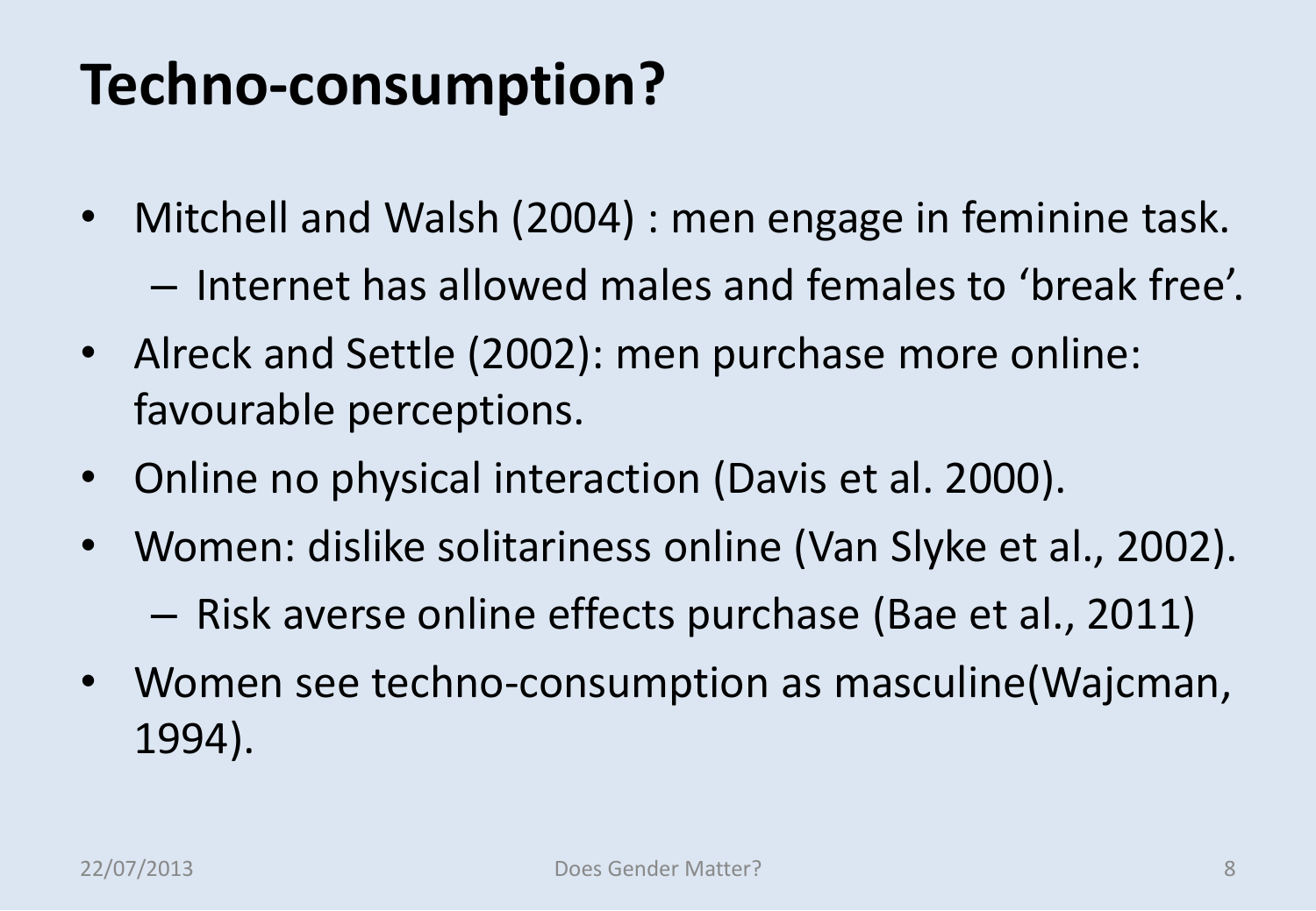# Techno-consumption?

- Mitchell and Walsh (2004) : men engage in feminine task.
  - Internet has allowed males and females to 'break free'.
- Alreck and Settle (2002): men purchase more online: favourable perceptions.
- Online no physical interaction (Davis et al. 2000).
- Women: dislike solitariness online (Van Slyke et al., 2002).
  - Risk averse online effects purchase (Bae et al., 2011)
- Women see techno-consumption as masculine(Wajcman, 1994).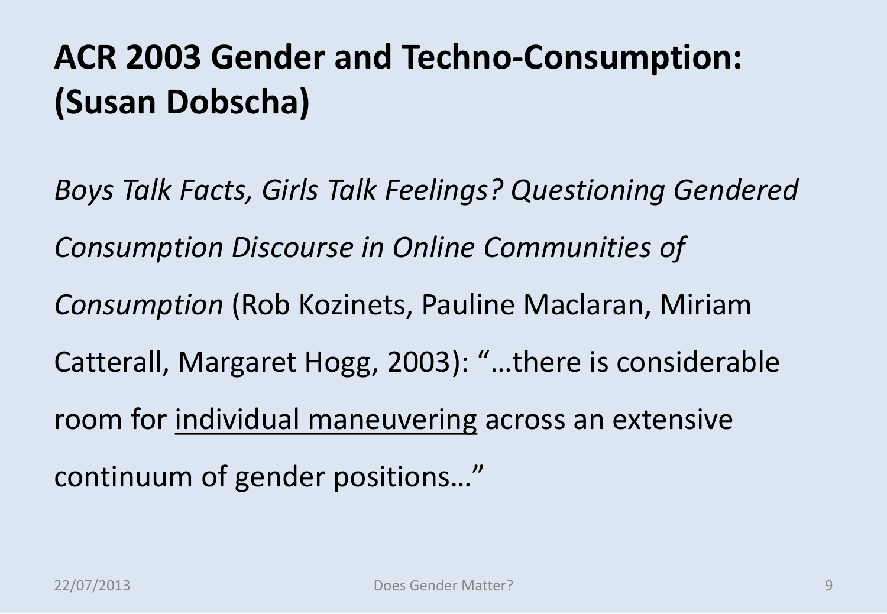# ACR 2003 Gender and Techno-Consumption: (Susan Dobscha)

*Boys Talk Facts, Girls Talk Feelings? Questioning Gendered Consumption Discourse in Online Communities of Consumption* (Rob Kozinets, Pauline Maclaran, Miriam Catterall, Margaret Hogg, 2003): "…there is considerable room for <u>individual maneuvering</u> across an extensive continuum of gender positions…"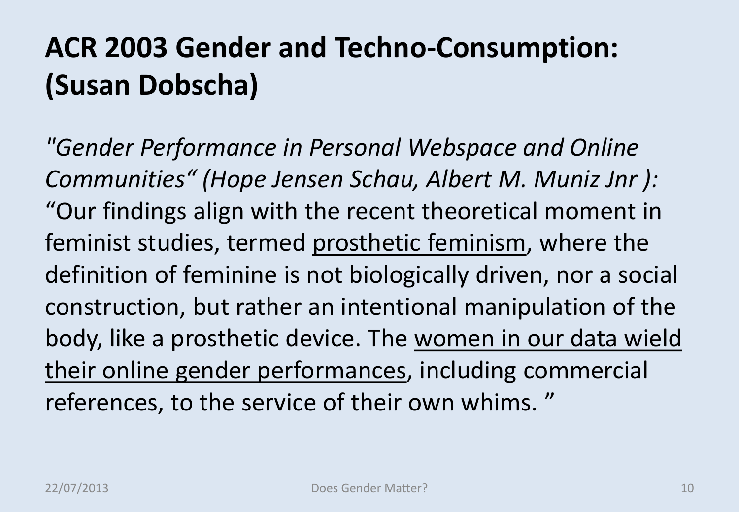# ACR 2003 Gender and Techno-Consumption: (Susan Dobscha)

*"Gender Performance in Personal Webspace and Online Communities" (Hope Jensen Schau, Albert M. Muniz Jnr ):* "Our findings align with the recent theoretical moment in feminist studies, termed <u>prosthetic feminism</u>, where the definition of feminine is not biologically driven, nor a social construction, but rather an intentional manipulation of the body, like a prosthetic device. The <u>women in our data wield their online gender performances</u>, including commercial references, to the service of their own whims. "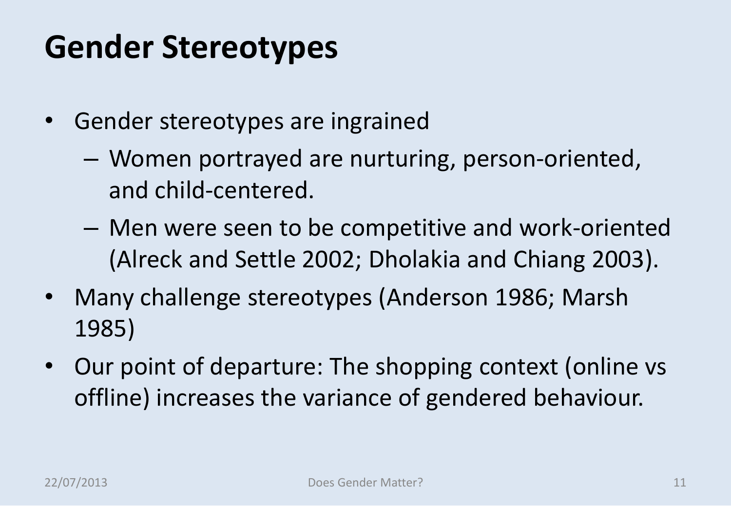# Gender Stereotypes

- Gender stereotypes are ingrained
  - Women portrayed are nurturing, person-oriented, and child-centered.
  - Men were seen to be competitive and work-oriented (Alreck and Settle 2002; Dholakia and Chiang 2003).
- Many challenge stereotypes (Anderson 1986; Marsh 1985)
- Our point of departure: The shopping context (online vs offline) increases the variance of gendered behaviour.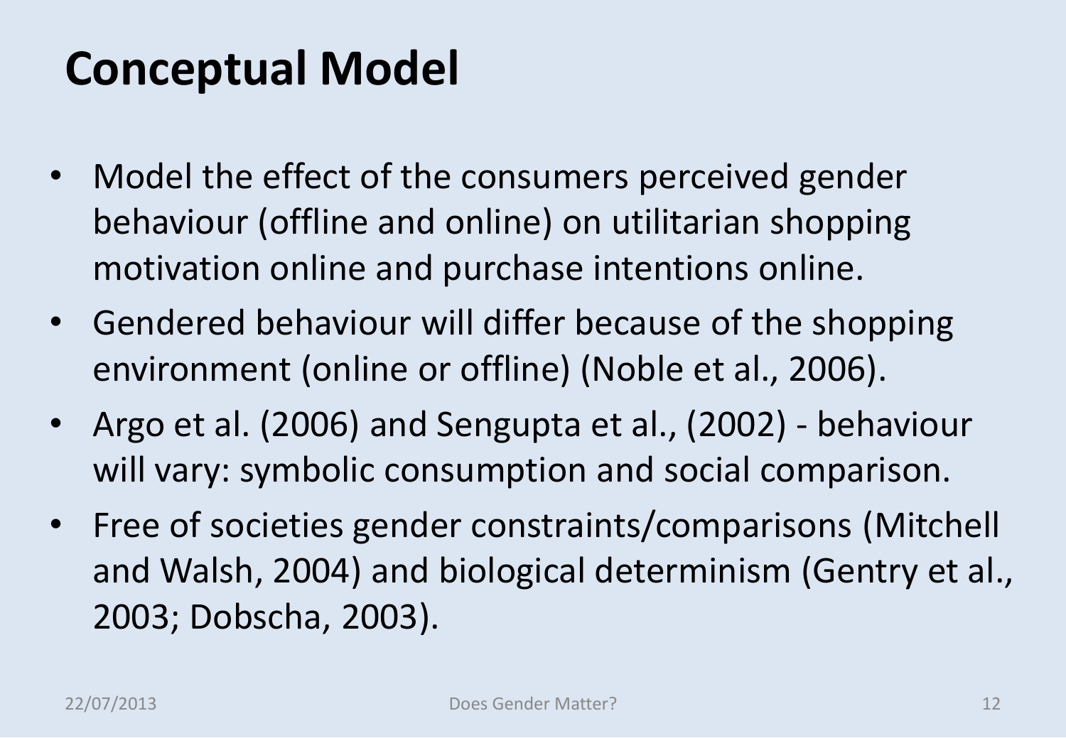# Conceptual Model

- Model the effect of the consumers perceived gender behaviour (offline and online) on utilitarian shopping motivation online and purchase intentions online.
- Gendered behaviour will differ because of the shopping environment (online or offline) (Noble et al., 2006).
- Argo et al. (2006) and Sengupta et al., (2002) - behaviour will vary: symbolic consumption and social comparison.
- Free of societies gender constraints/comparisons (Mitchell and Walsh, 2004) and biological determinism (Gentry et al., 2003; Dobscha, 2003).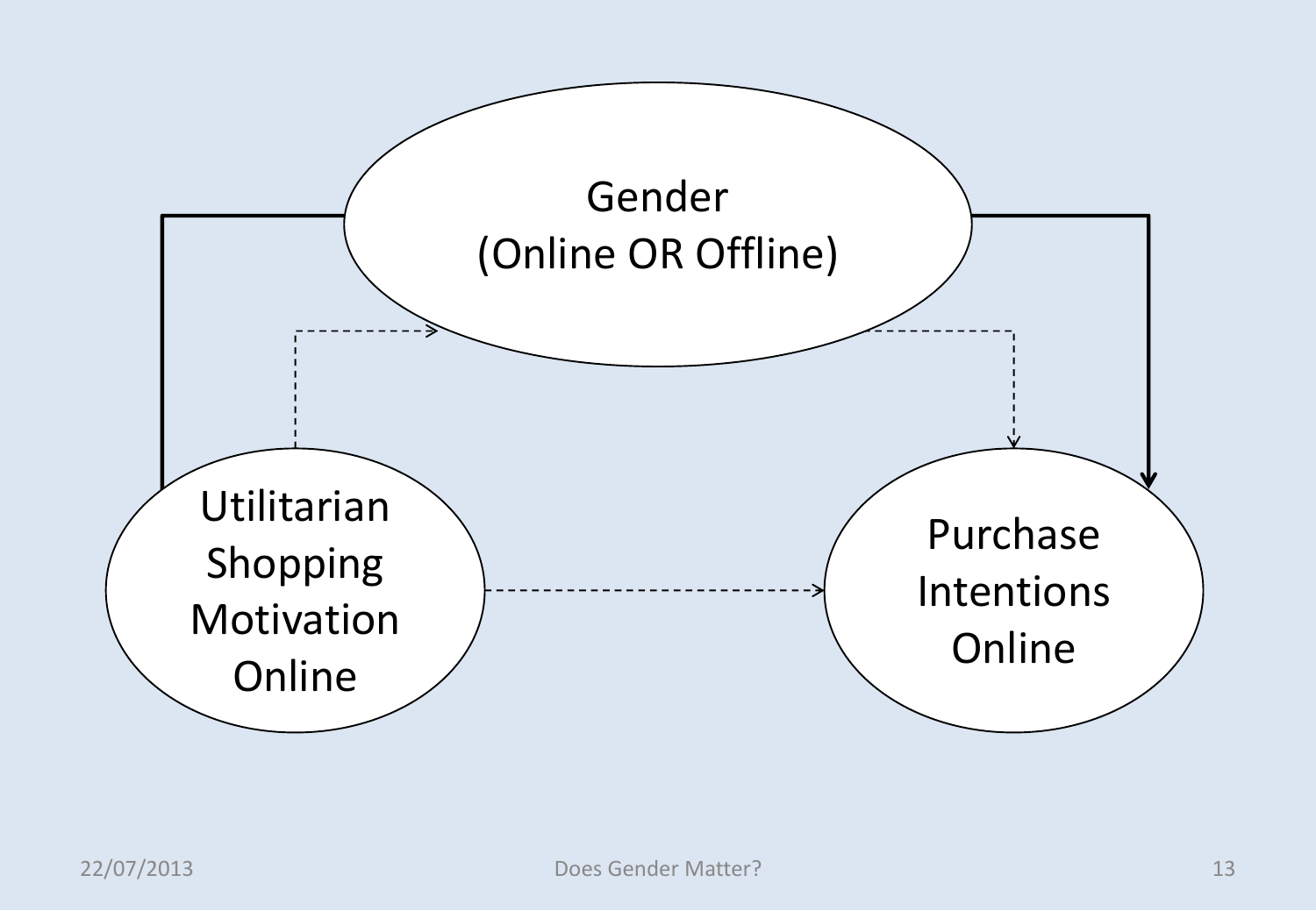Gender
(Online OR Offline)

Utilitarian
Shopping
Motivation
Online

Purchase
Intentions
Online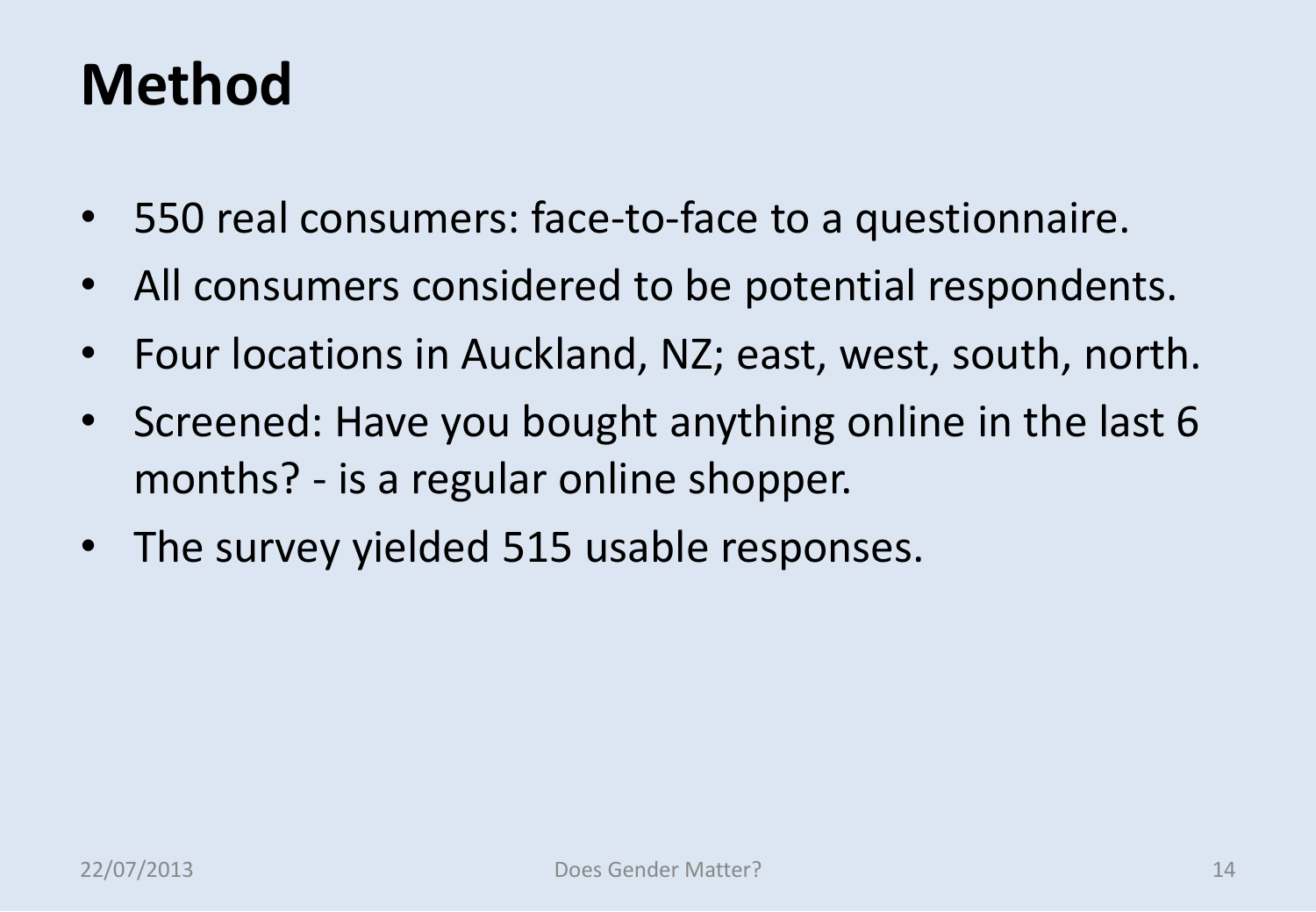# Method

- 550 real consumers: face-to-face to a questionnaire.
- All consumers considered to be potential respondents.
- Four locations in Auckland, NZ; east, west, south, north.
- Screened: Have you bought anything online in the last 6 months? - is a regular online shopper.
- The survey yielded 515 usable responses.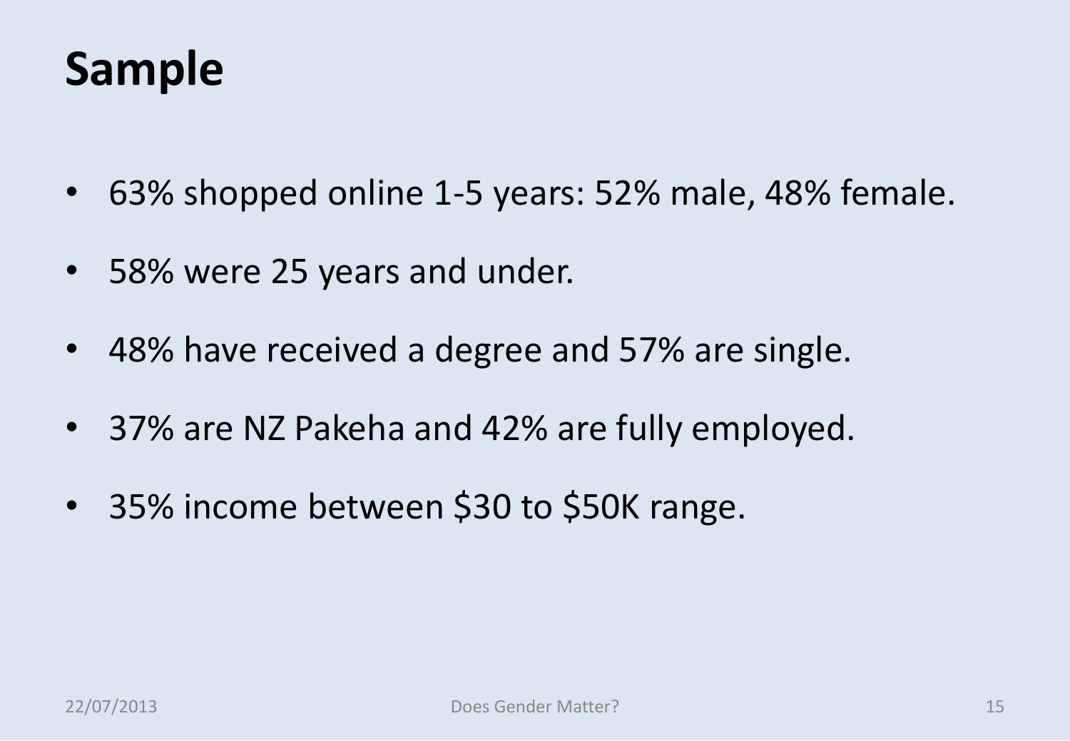# Sample

- 63% shopped online 1-5 years: 52% male, 48% female.
- 58% were 25 years and under.
- 48% have received a degree and 57% are single.
- 37% are NZ Pakeha and 42% are fully employed.
- 35% income between $30 to $50K range.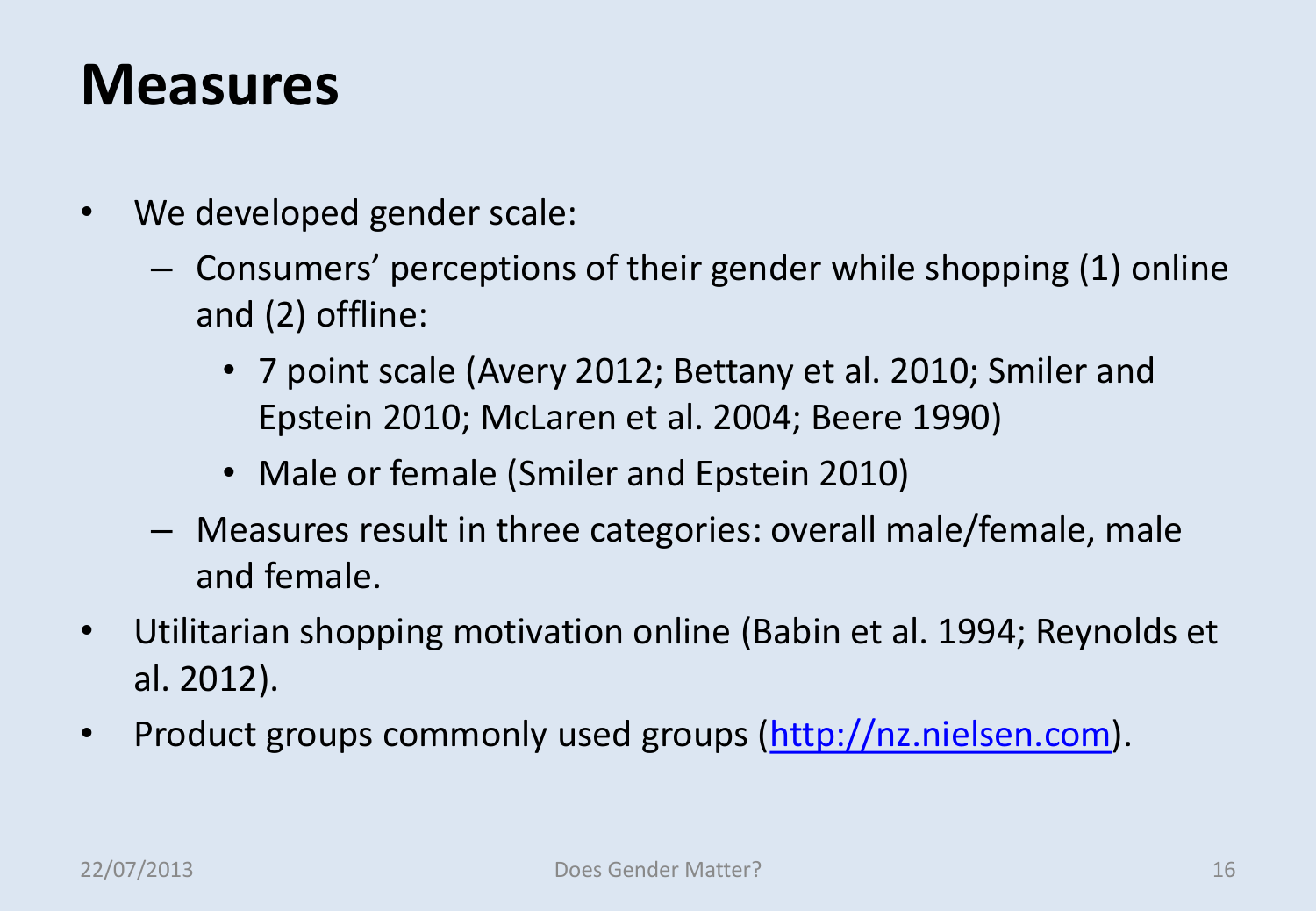# Measures

- We developed gender scale:
  - Consumers' perceptions of their gender while shopping (1) online and (2) offline:
    - 7 point scale (Avery 2012; Bettany et al. 2010; Smiler and Epstein 2010; McLaren et al. 2004; Beere 1990)
    - Male or female (Smiler and Epstein 2010)
  - Measures result in three categories: overall male/female, male and female.
- Utilitarian shopping motivation online (Babin et al. 1994; Reynolds et al. 2012).
- Product groups commonly used groups ([http://nz.nielsen.com](http://nz.nielsen.com)).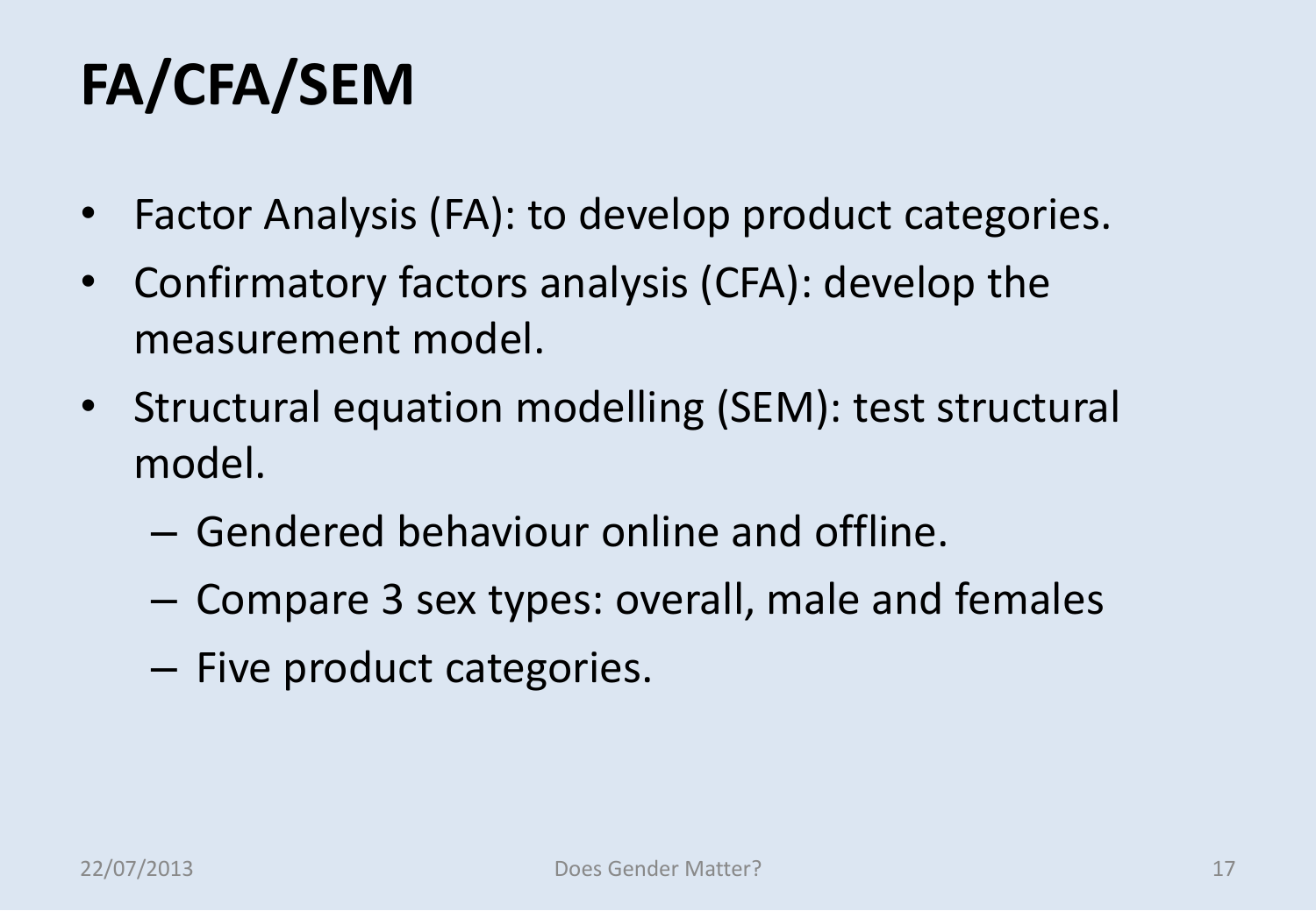# FA/CFA/SEM

- Factor Analysis (FA): to develop product categories.
- Confirmatory factors analysis (CFA): develop the measurement model.
- Structural equation modelling (SEM): test structural model.
  - Gendered behaviour online and offline.
  - Compare 3 sex types: overall, male and females
  - Five product categories.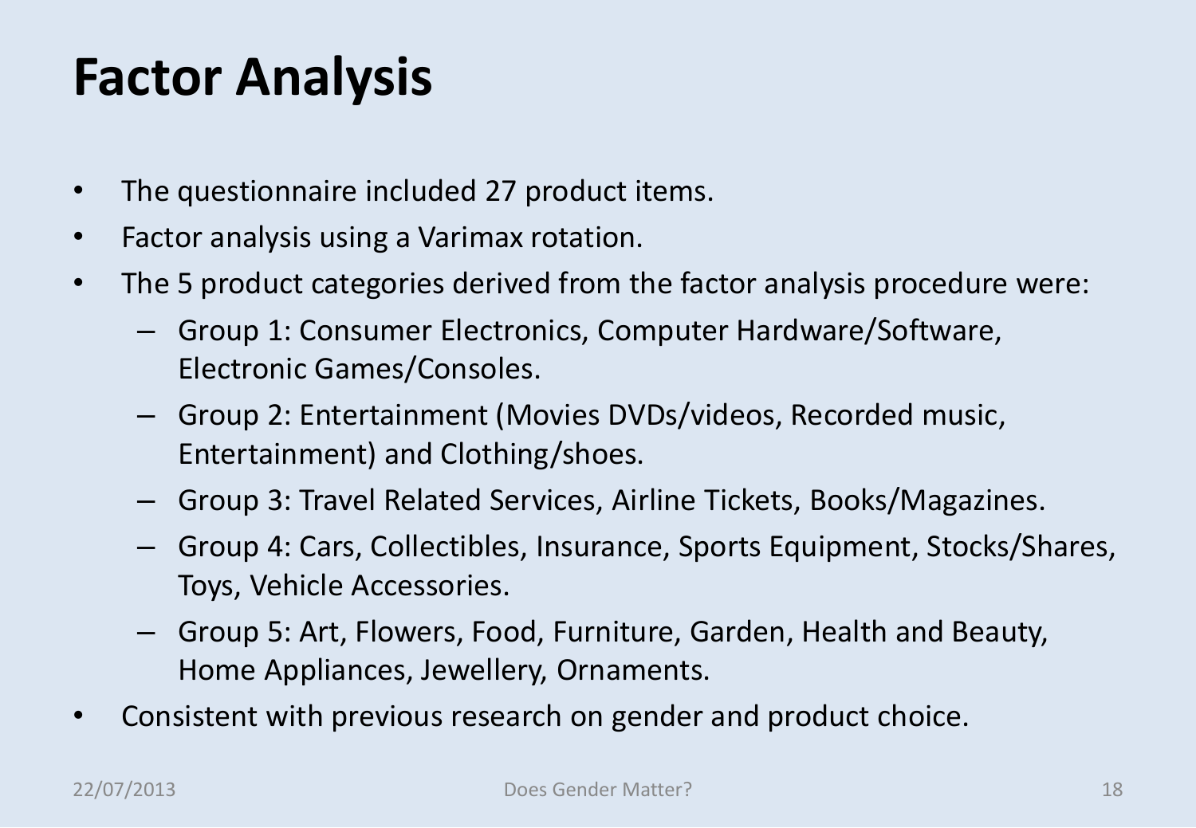# Factor Analysis

- The questionnaire included 27 product items.
- Factor analysis using a Varimax rotation.
- The 5 product categories derived from the factor analysis procedure were:
  - Group 1: Consumer Electronics, Computer Hardware/Software, Electronic Games/Consoles.
  - Group 2: Entertainment (Movies DVDs/videos, Recorded music, Entertainment) and Clothing/shoes.
  - Group 3: Travel Related Services, Airline Tickets, Books/Magazines.
  - Group 4: Cars, Collectibles, Insurance, Sports Equipment, Stocks/Shares, Toys, Vehicle Accessories.
  - Group 5: Art, Flowers, Food, Furniture, Garden, Health and Beauty, Home Appliances, Jewellery, Ornaments.
- Consistent with previous research on gender and product choice.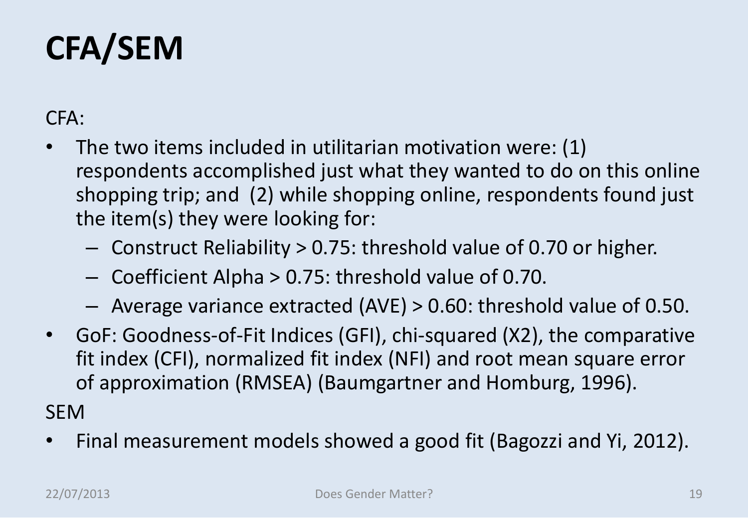# CFA/SEM

CFA:

- The two items included in utilitarian motivation were: (1) respondents accomplished just what they wanted to do on this online shopping trip; and (2) while shopping online, respondents found just the item(s) they were looking for:
  - Construct Reliability > 0.75: threshold value of 0.70 or higher.
  - Coefficient Alpha > 0.75: threshold value of 0.70.
  - Average variance extracted (AVE) > 0.60: threshold value of 0.50.
- GoF: Goodness-of-Fit Indices (GFI), chi-squared (X2), the comparative fit index (CFI), normalized fit index (NFI) and root mean square error of approximation (RMSEA) (Baumgartner and Homburg, 1996).

SEM

- Final measurement models showed a good fit (Bagozzi and Yi, 2012).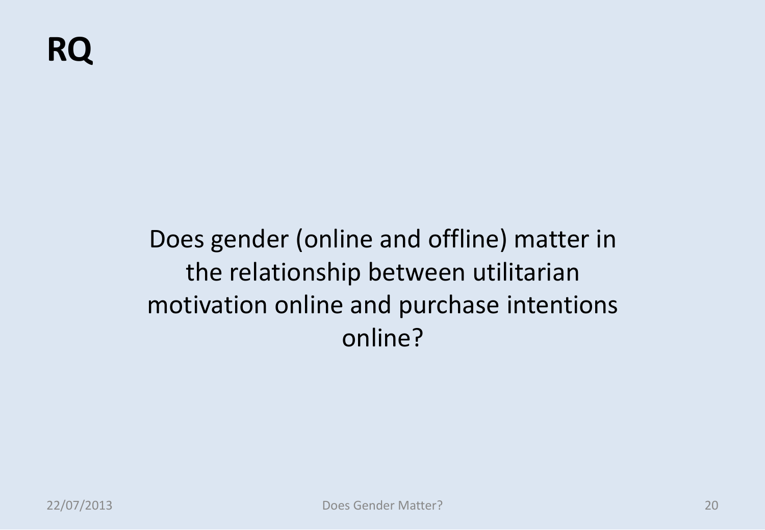# RQ

Does gender (online and offline) matter in the relationship between utilitarian motivation online and purchase intentions online?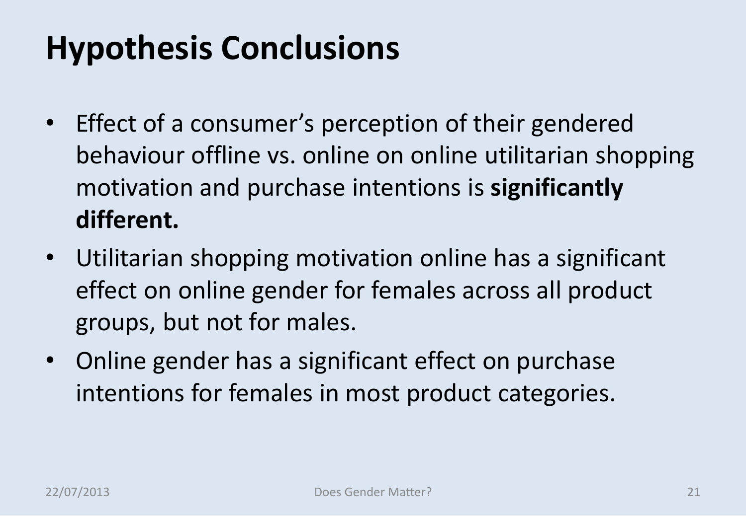# Hypothesis Conclusions

- Effect of a consumer's perception of their gendered behaviour offline vs. online on online utilitarian shopping motivation and purchase intentions is **significantly different.**
- Utilitarian shopping motivation online has a significant effect on online gender for females across all product groups, but not for males.
- Online gender has a significant effect on purchase intentions for females in most product categories.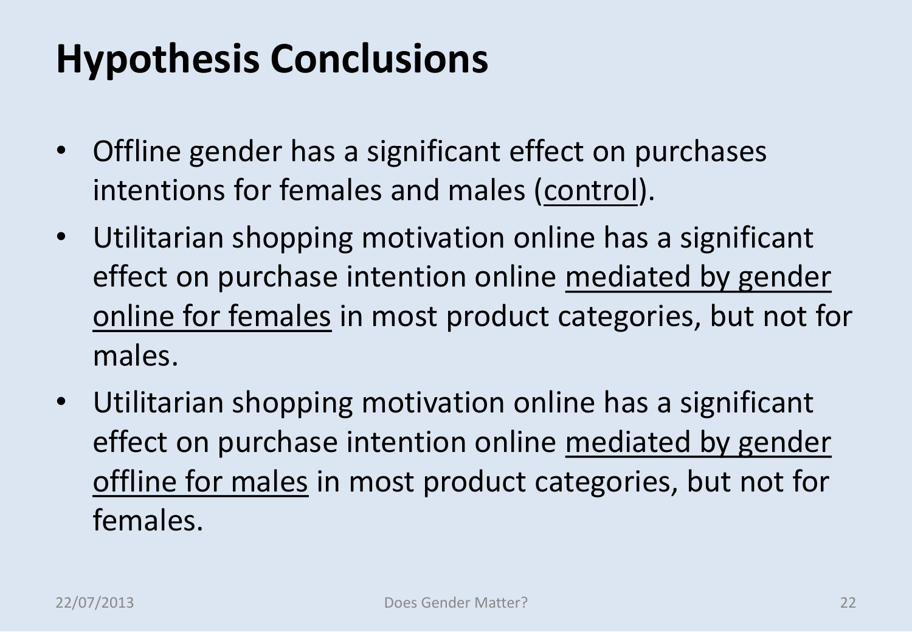# Hypothesis Conclusions

- Offline gender has a significant effect on purchases intentions for females and males (<u>control</u>).
- Utilitarian shopping motivation online has a significant effect on purchase intention online <u>mediated by gender online for females</u> in most product categories, but not for males.
- Utilitarian shopping motivation online has a significant effect on purchase intention online <u>mediated by gender offline for males</u> in most product categories, but not for females.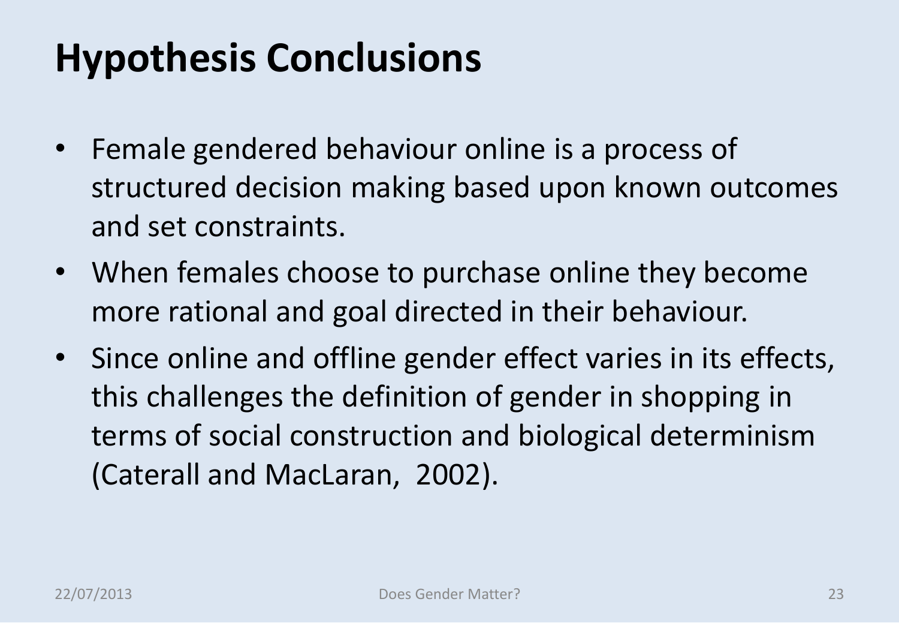# Hypothesis Conclusions

- Female gendered behaviour online is a process of structured decision making based upon known outcomes and set constraints.
- When females choose to purchase online they become more rational and goal directed in their behaviour.
- Since online and offline gender effect varies in its effects, this challenges the definition of gender in shopping in terms of social construction and biological determinism (Caterall and MacLaran, 2002).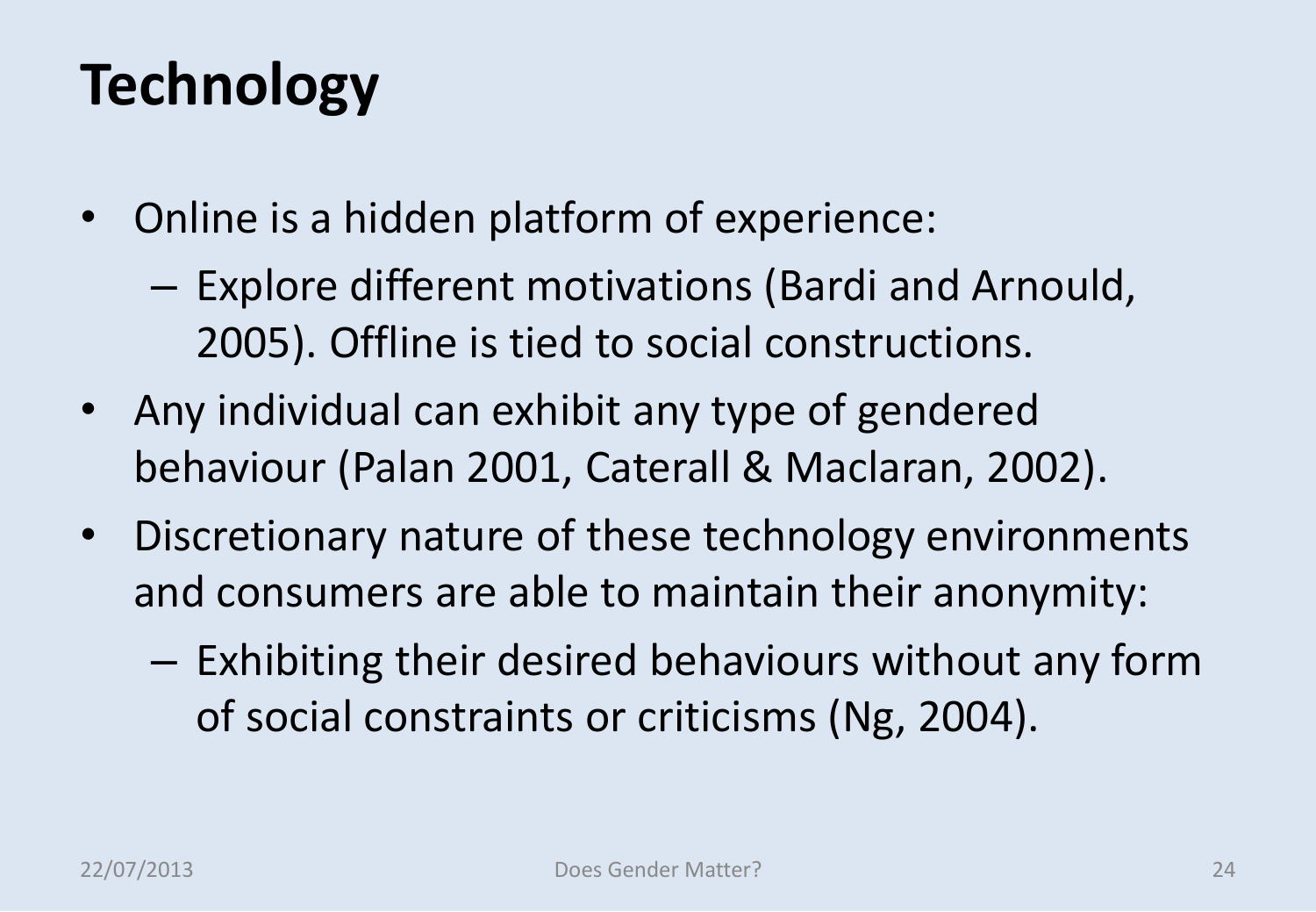# Technology

- Online is a hidden platform of experience:
  - Explore different motivations (Bardi and Arnould, 2005). Offline is tied to social constructions.
- Any individual can exhibit any type of gendered behaviour (Palan 2001, Caterall & Maclaran, 2002).
- Discretionary nature of these technology environments and consumers are able to maintain their anonymity:
  - Exhibiting their desired behaviours without any form of social constraints or criticisms (Ng, 2004).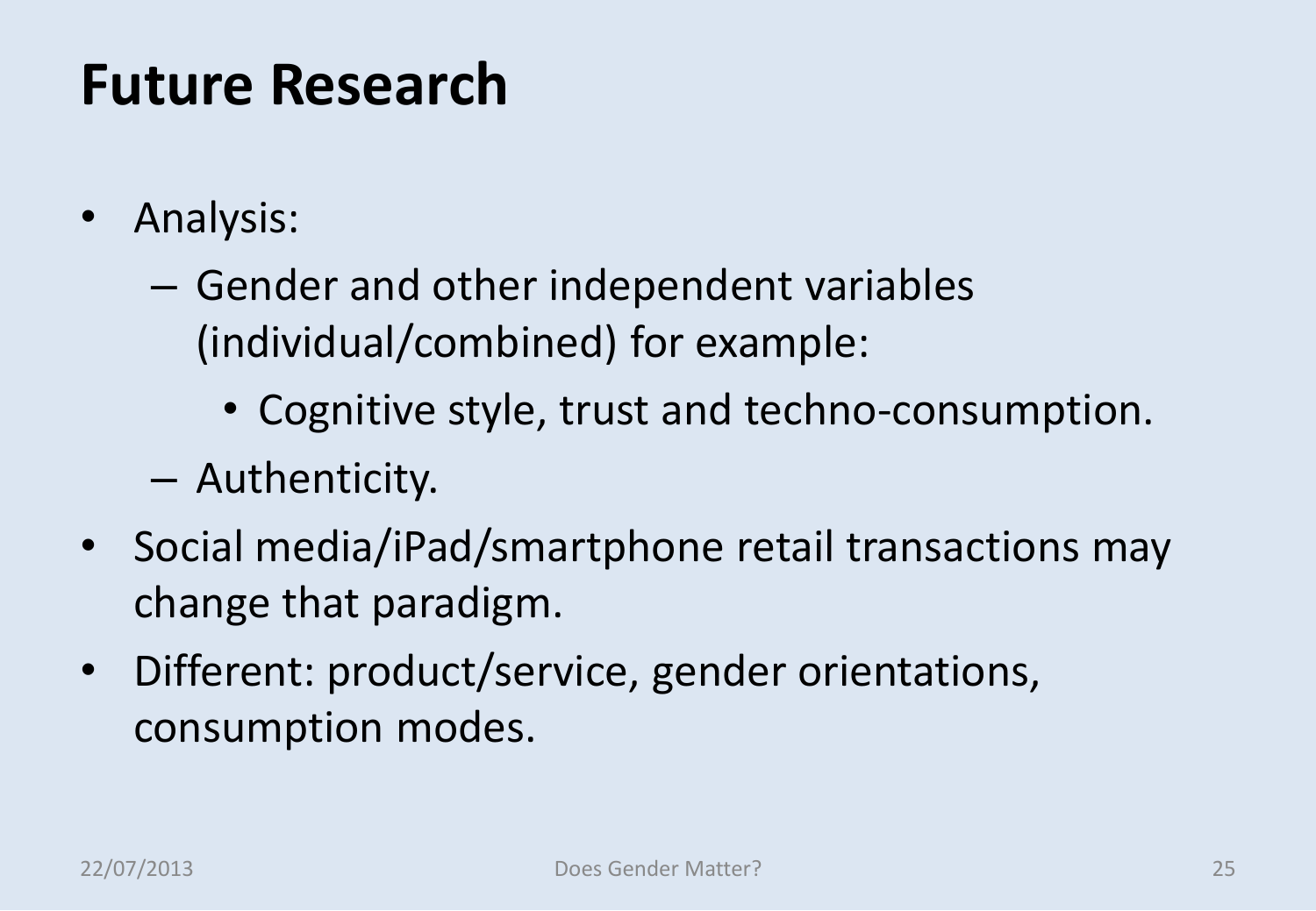# Future Research

- Analysis:
  - Gender and other independent variables (individual/combined) for example:
    - Cognitive style, trust and techno-consumption.
  - Authenticity.
- Social media/iPad/smartphone retail transactions may change that paradigm.
- Different: product/service, gender orientations, consumption modes.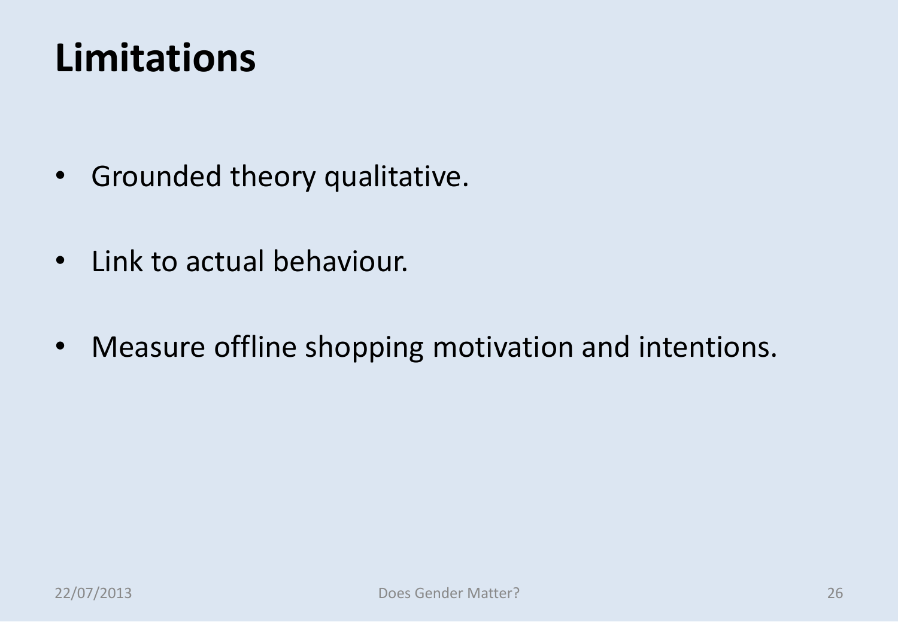# Limitations

- Grounded theory qualitative.
- Link to actual behaviour.
- Measure offline shopping motivation and intentions.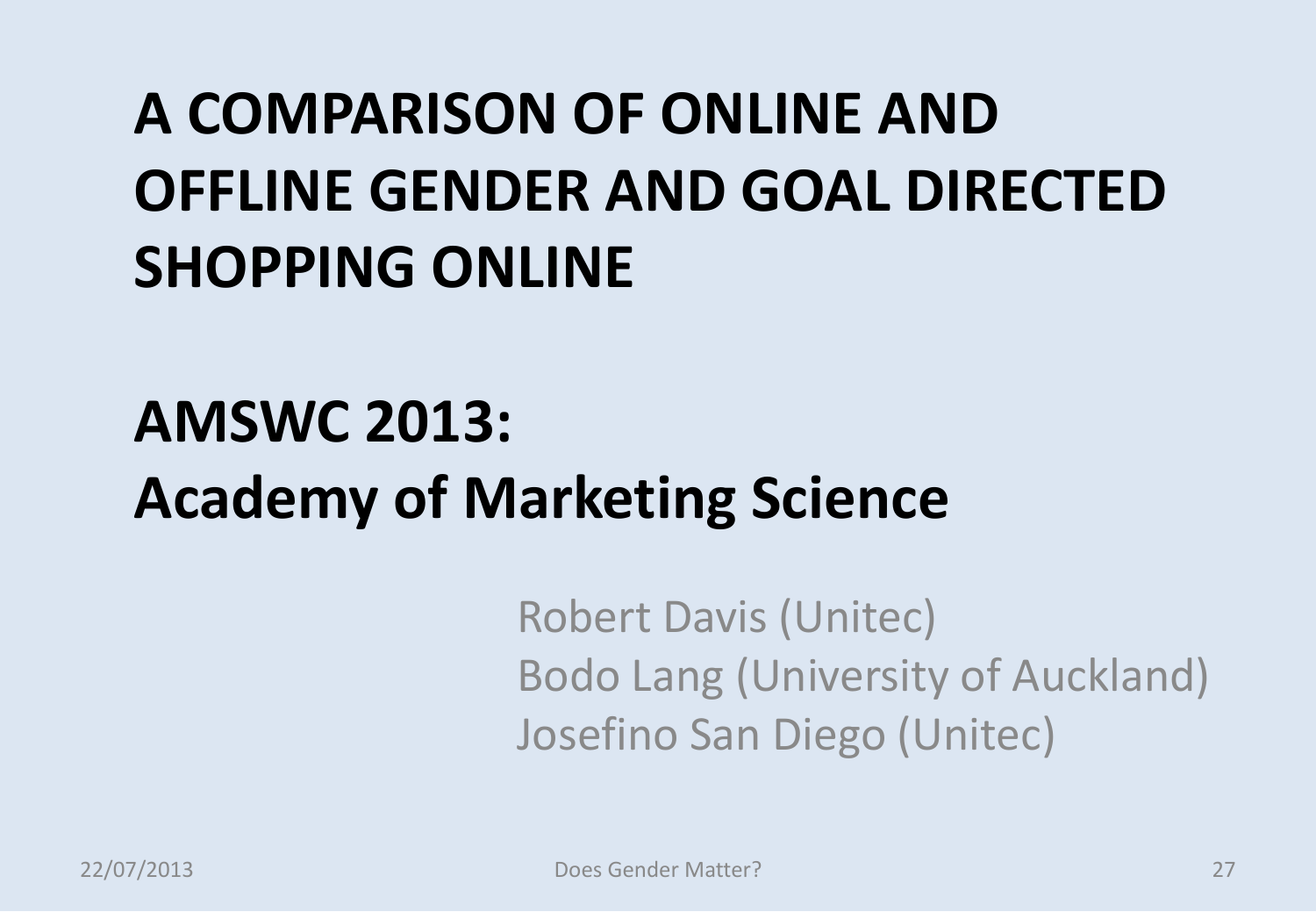# A COMPARISON OF ONLINE AND OFFLINE GENDER AND GOAL DIRECTED SHOPPING ONLINE

# AMSWC 2013: Academy of Marketing Science

Robert Davis (Unitec)
Bodo Lang (University of Auckland)
Josefino San Diego (Unitec)